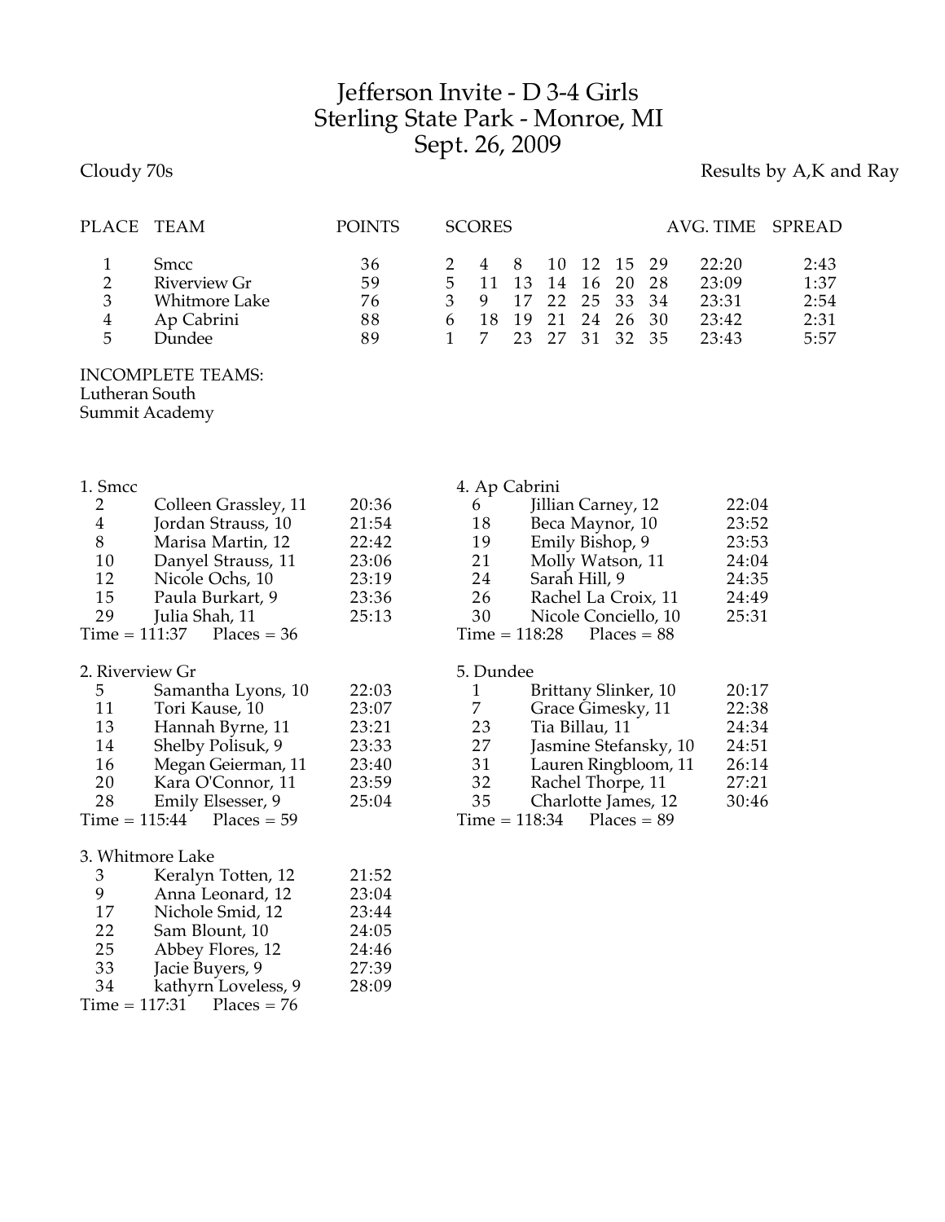# Jefferson Invite - D 3-4 Girls
## Sterling State Park - Monroe, MI
## Sept. 26, 2009

Cloudy 70s

Results by A,K and Ray

| PLACE | TEAM | POINTS | SCORES | | | | | | | AVG. TIME | SPREAD |
|---|---|---|---|---|---|---|---|---|---|---|---|
| 1 | Smcc | 36 | 2 | 4 | 8 | 10 | 12 | 15 | 29 | 22:20 | 2:43 |
| 2 | Riverview Gr | 59 | 5 | 11 | 13 | 14 | 16 | 20 | 28 | 23:09 | 1:37 |
| 3 | Whitmore Lake | 76 | 3 | 9 | 17 | 22 | 25 | 33 | 34 | 23:31 | 2:54 |
| 4 | Ap Cabrini | 88 | 6 | 18 | 19 | 21 | 24 | 26 | 30 | 23:42 | 2:31 |
| 5 | Dundee | 89 | 1 | 7 | 23 | 27 | 31 | 32 | 35 | 23:43 | 5:57 |

INCOMPLETE TEAMS:
Lutheran South
Summit Academy

### 1. Smcc

| Place | Name | Time |
|---|---|---|
| 2 | Colleen Grassley, 11 | 20:36 |
| 4 | Jordan Strauss, 10 | 21:54 |
| 8 | Marisa Martin, 12 | 22:42 |
| 10 | Danyel Strauss, 11 | 23:06 |
| 12 | Nicole Ochs, 10 | 23:19 |
| 15 | Paula Burkart, 9 | 23:36 |
| 29 | Julia Shah, 11 | 25:13 |

Time = 111:37 Places = 36

### 2. Riverview Gr

| Place | Name | Time |
|---|---|---|
| 5 | Samantha Lyons, 10 | 22:03 |
| 11 | Tori Kause, 10 | 23:07 |
| 13 | Hannah Byrne, 11 | 23:21 |
| 14 | Shelby Polisuk, 9 | 23:33 |
| 16 | Megan Geierman, 11 | 23:40 |
| 20 | Kara O'Connor, 11 | 23:59 |
| 28 | Emily Elsesser, 9 | 25:04 |

Time = 115:44 Places = 59

### 3. Whitmore Lake

| Place | Name | Time |
|---|---|---|
| 3 | Keralyn Totten, 12 | 21:52 |
| 9 | Anna Leonard, 12 | 23:04 |
| 17 | Nichole Smid, 12 | 23:44 |
| 22 | Sam Blount, 10 | 24:05 |
| 25 | Abbey Flores, 12 | 24:46 |
| 33 | Jacie Buyers, 9 | 27:39 |
| 34 | kathyrn Loveless, 9 | 28:09 |

Time = 117:31 Places = 76

### 4. Ap Cabrini

| Place | Name | Time |
|---|---|---|
| 6 | Jillian Carney, 12 | 22:04 |
| 18 | Beca Maynor, 10 | 23:52 |
| 19 | Emily Bishop, 9 | 23:53 |
| 21 | Molly Watson, 11 | 24:04 |
| 24 | Sarah Hill, 9 | 24:35 |
| 26 | Rachel La Croix, 11 | 24:49 |
| 30 | Nicole Conciello, 10 | 25:31 |

Time = 118:28 Places = 88

### 5. Dundee

| Place | Name | Time |
|---|---|---|
| 1 | Brittany Slinker, 10 | 20:17 |
| 7 | Grace Gimesky, 11 | 22:38 |
| 23 | Tia Billau, 11 | 24:34 |
| 27 | Jasmine Stefansky, 10 | 24:51 |
| 31 | Lauren Ringbloom, 11 | 26:14 |
| 32 | Rachel Thorpe, 11 | 27:21 |
| 35 | Charlotte James, 12 | 30:46 |

Time = 118:34 Places = 89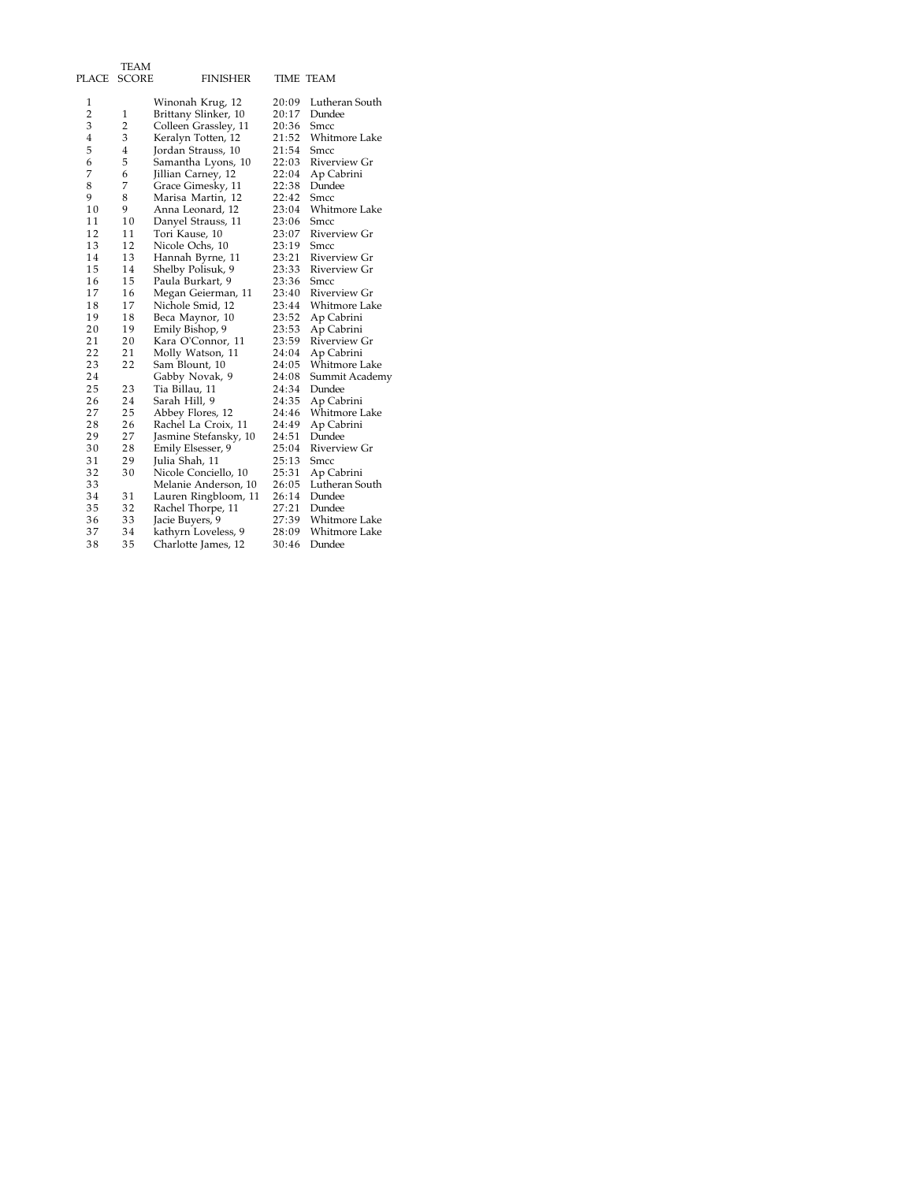| PLACE | TEAM SCORE | FINISHER | TIME | TEAM |
|---|---|---|---|---|
| 1 | | Winonah Krug, 12 | 20:09 | Lutheran South |
| 2 | 1 | Brittany Slinker, 10 | 20:17 | Dundee |
| 3 | 2 | Colleen Grassley, 11 | 20:36 | Smcc |
| 4 | 3 | Keralyn Totten, 12 | 21:52 | Whitmore Lake |
| 5 | 4 | Jordan Strauss, 10 | 21:54 | Smcc |
| 6 | 5 | Samantha Lyons, 10 | 22:03 | Riverview Gr |
| 7 | 6 | Jillian Carney, 12 | 22:04 | Ap Cabrini |
| 8 | 7 | Grace Gimesky, 11 | 22:38 | Dundee |
| 9 | 8 | Marisa Martin, 12 | 22:42 | Smcc |
| 10 | 9 | Anna Leonard, 12 | 23:04 | Whitmore Lake |
| 11 | 10 | Danyel Strauss, 11 | 23:06 | Smcc |
| 12 | 11 | Tori Kause, 10 | 23:07 | Riverview Gr |
| 13 | 12 | Nicole Ochs, 10 | 23:19 | Smcc |
| 14 | 13 | Hannah Byrne, 11 | 23:21 | Riverview Gr |
| 15 | 14 | Shelby Polisuk, 9 | 23:33 | Riverview Gr |
| 16 | 15 | Paula Burkart, 9 | 23:36 | Smcc |
| 17 | 16 | Megan Geierman, 11 | 23:40 | Riverview Gr |
| 18 | 17 | Nichole Smid, 12 | 23:44 | Whitmore Lake |
| 19 | 18 | Beca Maynor, 10 | 23:52 | Ap Cabrini |
| 20 | 19 | Emily Bishop, 9 | 23:53 | Ap Cabrini |
| 21 | 20 | Kara O'Connor, 11 | 23:59 | Riverview Gr |
| 22 | 21 | Molly Watson, 11 | 24:04 | Ap Cabrini |
| 23 | 22 | Sam Blount, 10 | 24:05 | Whitmore Lake |
| 24 | | Gabby Novak, 9 | 24:08 | Summit Academy |
| 25 | 23 | Tia Billau, 11 | 24:34 | Dundee |
| 26 | 24 | Sarah Hill, 9 | 24:35 | Ap Cabrini |
| 27 | 25 | Abbey Flores, 12 | 24:46 | Whitmore Lake |
| 28 | 26 | Rachel La Croix, 11 | 24:49 | Ap Cabrini |
| 29 | 27 | Jasmine Stefansky, 10 | 24:51 | Dundee |
| 30 | 28 | Emily Elsesser, 9 | 25:04 | Riverview Gr |
| 31 | 29 | Julia Shah, 11 | 25:13 | Smcc |
| 32 | 30 | Nicole Conciello, 10 | 25:31 | Ap Cabrini |
| 33 | | Melanie Anderson, 10 | 26:05 | Lutheran South |
| 34 | 31 | Lauren Ringbloom, 11 | 26:14 | Dundee |
| 35 | 32 | Rachel Thorpe, 11 | 27:21 | Dundee |
| 36 | 33 | Jacie Buyers, 9 | 27:39 | Whitmore Lake |
| 37 | 34 | kathyrn Loveless, 9 | 28:09 | Whitmore Lake |
| 38 | 35 | Charlotte James, 12 | 30:46 | Dundee |